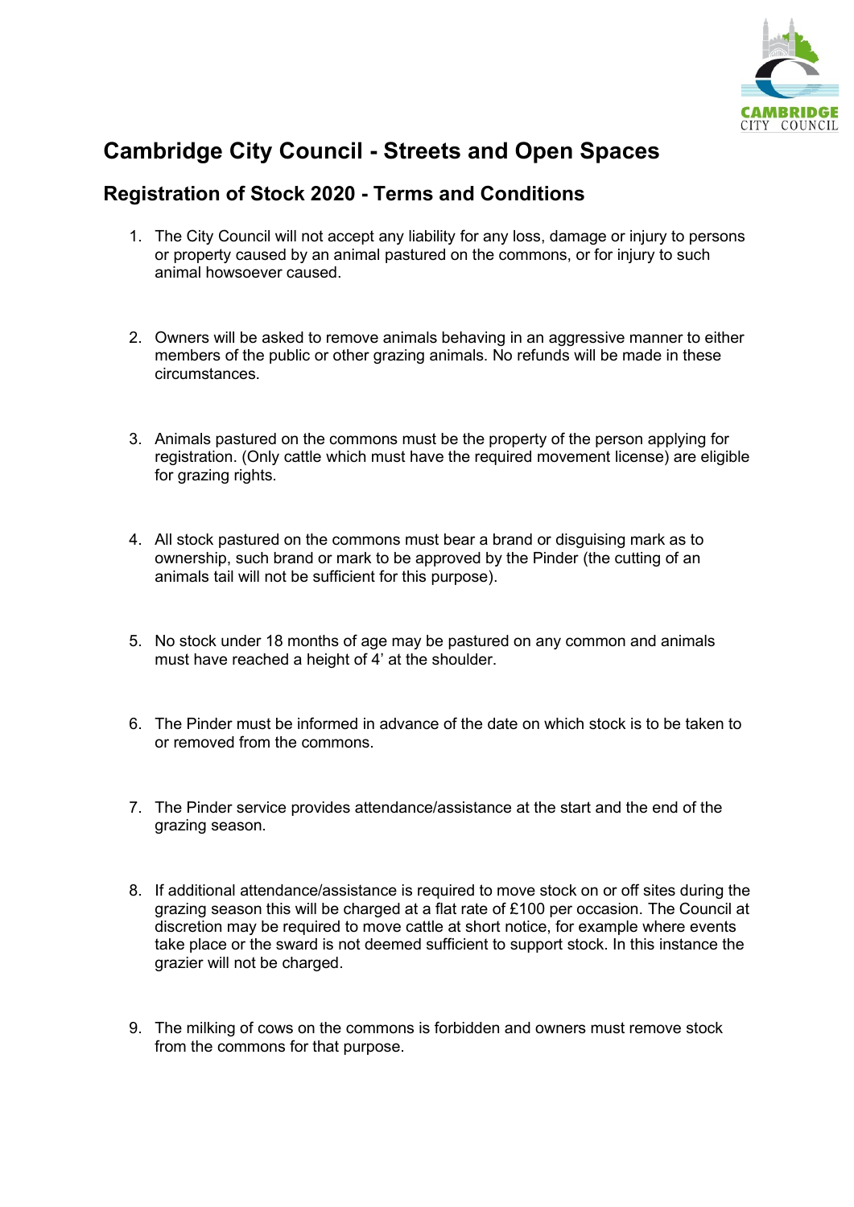# Cambridge City Council - Streets and Open Spaces

## Registration of Stock 2020 - Terms and Conditions

1. The City Council will not accept any liability for any loss, damage or injury to persons or property caused by an animal pastured on the commons, or for injury to such animal howsoever caused.

2. Owners will be asked to remove animals behaving in an aggressive manner to either members of the public or other grazing animals. No refunds will be made in these circumstances.

3. Animals pastured on the commons must be the property of the person applying for registration. (Only cattle which must have the required movement license) are eligible for grazing rights.

4. All stock pastured on the commons must bear a brand or disguising mark as to ownership, such brand or mark to be approved by the Pinder (the cutting of an animals tail will not be sufficient for this purpose).

5. No stock under 18 months of age may be pastured on any common and animals must have reached a height of 4' at the shoulder.

6. The Pinder must be informed in advance of the date on which stock is to be taken to or removed from the commons.

7. The Pinder service provides attendance/assistance at the start and the end of the grazing season.

8. If additional attendance/assistance is required to move stock on or off sites during the grazing season this will be charged at a flat rate of £100 per occasion. The Council at discretion may be required to move cattle at short notice, for example where events take place or the sward is not deemed sufficient to support stock. In this instance the grazier will not be charged.

9. The milking of cows on the commons is forbidden and owners must remove stock from the commons for that purpose.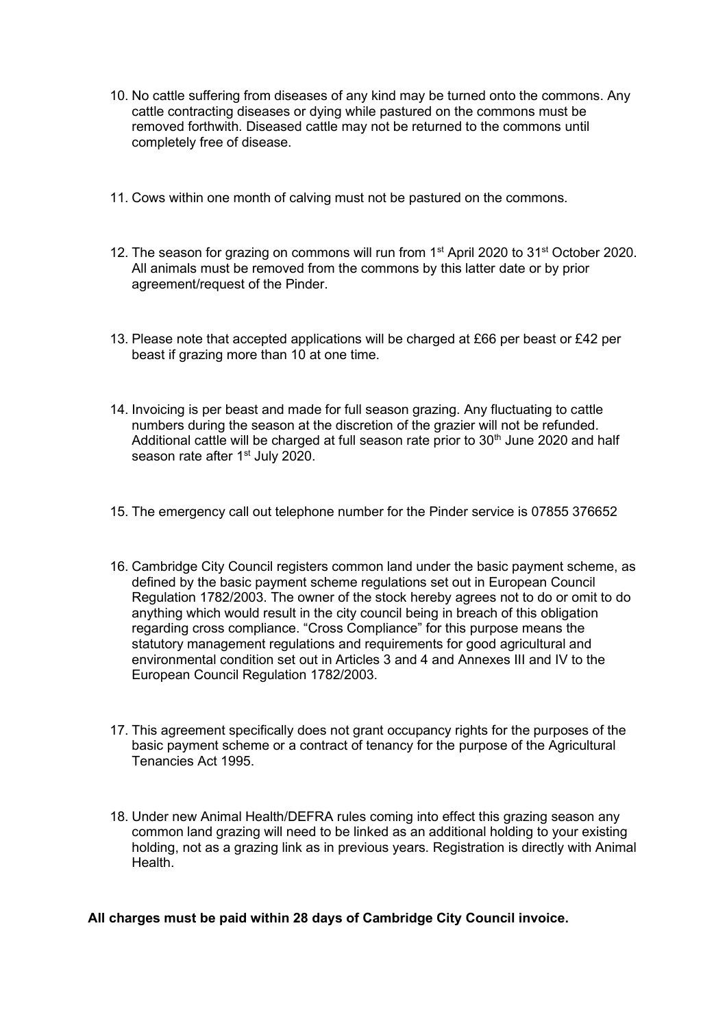10. No cattle suffering from diseases of any kind may be turned onto the commons. Any cattle contracting diseases or dying while pastured on the commons must be removed forthwith. Diseased cattle may not be returned to the commons until completely free of disease.

11. Cows within one month of calving must not be pastured on the commons.

12. The season for grazing on commons will run from 1st April 2020 to 31st October 2020. All animals must be removed from the commons by this latter date or by prior agreement/request of the Pinder.

13. Please note that accepted applications will be charged at £66 per beast or £42 per beast if grazing more than 10 at one time.

14. Invoicing is per beast and made for full season grazing. Any fluctuating to cattle numbers during the season at the discretion of the grazier will not be refunded. Additional cattle will be charged at full season rate prior to 30th June 2020 and half season rate after 1st July 2020.

15. The emergency call out telephone number for the Pinder service is 07855 376652

16. Cambridge City Council registers common land under the basic payment scheme, as defined by the basic payment scheme regulations set out in European Council Regulation 1782/2003. The owner of the stock hereby agrees not to do or omit to do anything which would result in the city council being in breach of this obligation regarding cross compliance. "Cross Compliance" for this purpose means the statutory management regulations and requirements for good agricultural and environmental condition set out in Articles 3 and 4 and Annexes III and IV to the European Council Regulation 1782/2003.

17. This agreement specifically does not grant occupancy rights for the purposes of the basic payment scheme or a contract of tenancy for the purpose of the Agricultural Tenancies Act 1995.

18. Under new Animal Health/DEFRA rules coming into effect this grazing season any common land grazing will need to be linked as an additional holding to your existing holding, not as a grazing link as in previous years. Registration is directly with Animal Health.

**All charges must be paid within 28 days of Cambridge City Council invoice.**